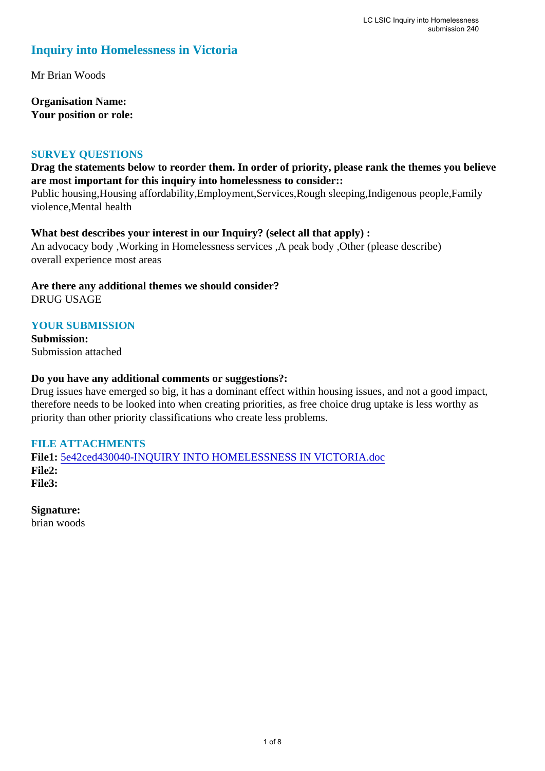# Inquiry into Homelessness in Victoria

Mr Brian Woods

**Organisation Name:**
**Your position or role:**

## SURVEY QUESTIONS

**Drag the statements below to reorder them. In order of priority, please rank the themes you believe are most important for this inquiry into homelessness to consider::**
Public housing,Housing affordability,Employment,Services,Rough sleeping,Indigenous people,Family violence,Mental health

**What best describes your interest in our Inquiry? (select all that apply) :**
An advocacy body ,Working in Homelessness services ,A peak body ,Other (please describe)
overall experience most areas

**Are there any additional themes we should consider?**
DRUG USAGE

## YOUR SUBMISSION

**Submission:**
Submission attached

**Do you have any additional comments or suggestions?:**
Drug issues have emerged so big, it has a dominant effect within housing issues, and not a good impact, therefore needs to be looked into when creating priorities, as free choice drug uptake is less worthy as priority than other priority classifications who create less problems.

## FILE ATTACHMENTS

**File1:** 5e42ced430040-INQUIRY INTO HOMELESSNESS IN VICTORIA.doc
**File2:**
**File3:**

**Signature:**
brian woods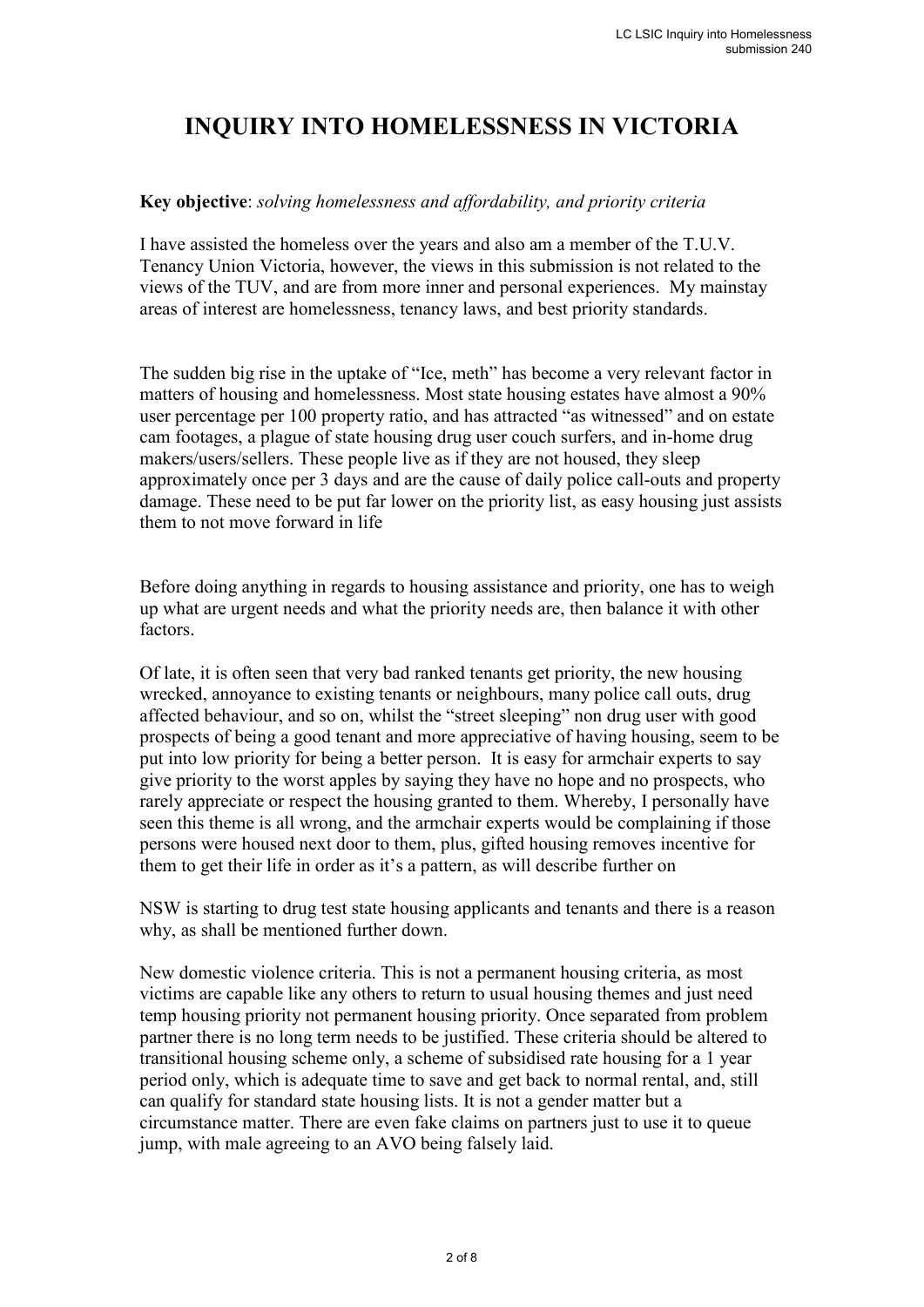# INQUIRY INTO HOMELESSNESS IN VICTORIA

**Key objective**: *solving homelessness and affordability, and priority criteria*

I have assisted the homeless over the years and also am a member of the T.U.V. Tenancy Union Victoria, however, the views in this submission is not related to the views of the TUV, and are from more inner and personal experiences. My mainstay areas of interest are homelessness, tenancy laws, and best priority standards.

The sudden big rise in the uptake of "Ice, meth" has become a very relevant factor in matters of housing and homelessness. Most state housing estates have almost a 90% user percentage per 100 property ratio, and has attracted "as witnessed" and on estate cam footages, a plague of state housing drug user couch surfers, and in-home drug makers/users/sellers. These people live as if they are not housed, they sleep approximately once per 3 days and are the cause of daily police call-outs and property damage. These need to be put far lower on the priority list, as easy housing just assists them to not move forward in life

Before doing anything in regards to housing assistance and priority, one has to weigh up what are urgent needs and what the priority needs are, then balance it with other factors.

Of late, it is often seen that very bad ranked tenants get priority, the new housing wrecked, annoyance to existing tenants or neighbours, many police call outs, drug affected behaviour, and so on, whilst the "street sleeping" non drug user with good prospects of being a good tenant and more appreciative of having housing, seem to be put into low priority for being a better person. It is easy for armchair experts to say give priority to the worst apples by saying they have no hope and no prospects, who rarely appreciate or respect the housing granted to them. Whereby, I personally have seen this theme is all wrong, and the armchair experts would be complaining if those persons were housed next door to them, plus, gifted housing removes incentive for them to get their life in order as it's a pattern, as will describe further on

NSW is starting to drug test state housing applicants and tenants and there is a reason why, as shall be mentioned further down.

New domestic violence criteria. This is not a permanent housing criteria, as most victims are capable like any others to return to usual housing themes and just need temp housing priority not permanent housing priority. Once separated from problem partner there is no long term needs to be justified. These criteria should be altered to transitional housing scheme only, a scheme of subsidised rate housing for a 1 year period only, which is adequate time to save and get back to normal rental, and, still can qualify for standard state housing lists. It is not a gender matter but a circumstance matter. There are even fake claims on partners just to use it to queue jump, with male agreeing to an AVO being falsely laid.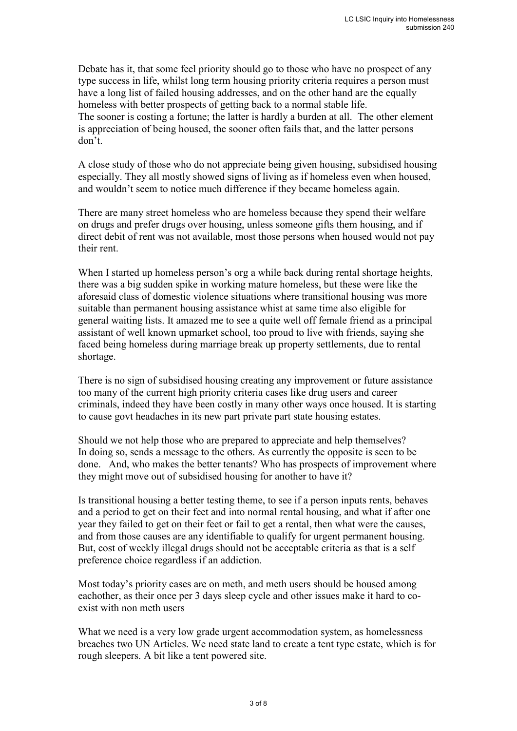Debate has it, that some feel priority should go to those who have no prospect of any type success in life, whilst long term housing priority criteria requires a person must have a long list of failed housing addresses, and on the other hand are the equally homeless with better prospects of getting back to a normal stable life.
The sooner is costing a fortune; the latter is hardly a burden at all. The other element is appreciation of being housed, the sooner often fails that, and the latter persons don't.

A close study of those who do not appreciate being given housing, subsidised housing especially. They all mostly showed signs of living as if homeless even when housed, and wouldn't seem to notice much difference if they became homeless again.

There are many street homeless who are homeless because they spend their welfare on drugs and prefer drugs over housing, unless someone gifts them housing, and if direct debit of rent was not available, most those persons when housed would not pay their rent.

When I started up homeless person's org a while back during rental shortage heights, there was a big sudden spike in working mature homeless, but these were like the aforesaid class of domestic violence situations where transitional housing was more suitable than permanent housing assistance whist at same time also eligible for general waiting lists. It amazed me to see a quite well off female friend as a principal assistant of well known upmarket school, too proud to live with friends, saying she faced being homeless during marriage break up property settlements, due to rental shortage.

There is no sign of subsidised housing creating any improvement or future assistance too many of the current high priority criteria cases like drug users and career criminals, indeed they have been costly in many other ways once housed. It is starting to cause govt headaches in its new part private part state housing estates.

Should we not help those who are prepared to appreciate and help themselves?
In doing so, sends a message to the others. As currently the opposite is seen to be done. And, who makes the better tenants? Who has prospects of improvement where they might move out of subsidised housing for another to have it?

Is transitional housing a better testing theme, to see if a person inputs rents, behaves and a period to get on their feet and into normal rental housing, and what if after one year they failed to get on their feet or fail to get a rental, then what were the causes, and from those causes are any identifiable to qualify for urgent permanent housing. But, cost of weekly illegal drugs should not be acceptable criteria as that is a self preference choice regardless if an addiction.

Most today's priority cases are on meth, and meth users should be housed among eachother, as their once per 3 days sleep cycle and other issues make it hard to co-exist with non meth users

What we need is a very low grade urgent accommodation system, as homelessness breaches two UN Articles. We need state land to create a tent type estate, which is for rough sleepers. A bit like a tent powered site.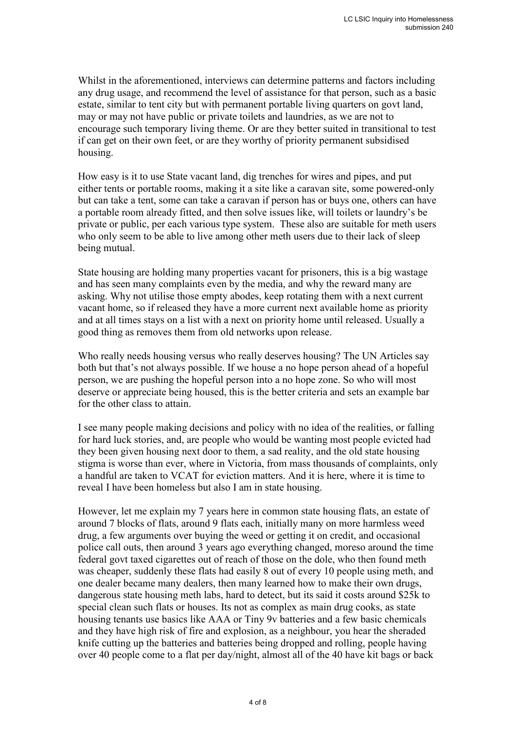Whilst in the aforementioned, interviews can determine patterns and factors including any drug usage, and recommend the level of assistance for that person, such as a basic estate, similar to tent city but with permanent portable living quarters on govt land, may or may not have public or private toilets and laundries, as we are not to encourage such temporary living theme. Or are they better suited in transitional to test if can get on their own feet, or are they worthy of priority permanent subsidised housing.

How easy is it to use State vacant land, dig trenches for wires and pipes, and put either tents or portable rooms, making it a site like a caravan site, some powered-only but can take a tent, some can take a caravan if person has or buys one, others can have a portable room already fitted, and then solve issues like, will toilets or laundry's be private or public, per each various type system. These also are suitable for meth users who only seem to be able to live among other meth users due to their lack of sleep being mutual.

State housing are holding many properties vacant for prisoners, this is a big wastage and has seen many complaints even by the media, and why the reward many are asking. Why not utilise those empty abodes, keep rotating them with a next current vacant home, so if released they have a more current next available home as priority and at all times stays on a list with a next on priority home until released. Usually a good thing as removes them from old networks upon release.

Who really needs housing versus who really deserves housing? The UN Articles say both but that's not always possible. If we house a no hope person ahead of a hopeful person, we are pushing the hopeful person into a no hope zone. So who will most deserve or appreciate being housed, this is the better criteria and sets an example bar for the other class to attain.

I see many people making decisions and policy with no idea of the realities, or falling for hard luck stories, and, are people who would be wanting most people evicted had they been given housing next door to them, a sad reality, and the old state housing stigma is worse than ever, where in Victoria, from mass thousands of complaints, only a handful are taken to VCAT for eviction matters. And it is here, where it is time to reveal I have been homeless but also I am in state housing.

However, let me explain my 7 years here in common state housing flats, an estate of around 7 blocks of flats, around 9 flats each, initially many on more harmless weed drug, a few arguments over buying the weed or getting it on credit, and occasional police call outs, then around 3 years ago everything changed, moreso around the time federal govt taxed cigarettes out of reach of those on the dole, who then found meth was cheaper, suddenly these flats had easily 8 out of every 10 people using meth, and one dealer became many dealers, then many learned how to make their own drugs, dangerous state housing meth labs, hard to detect, but its said it costs around $25k to special clean such flats or houses. Its not as complex as main drug cooks, as state housing tenants use basics like AAA or Tiny 9v batteries and a few basic chemicals and they have high risk of fire and explosion, as a neighbour, you hear the sheraded knife cutting up the batteries and batteries being dropped and rolling, people having over 40 people come to a flat per day/night, almost all of the 40 have kit bags or back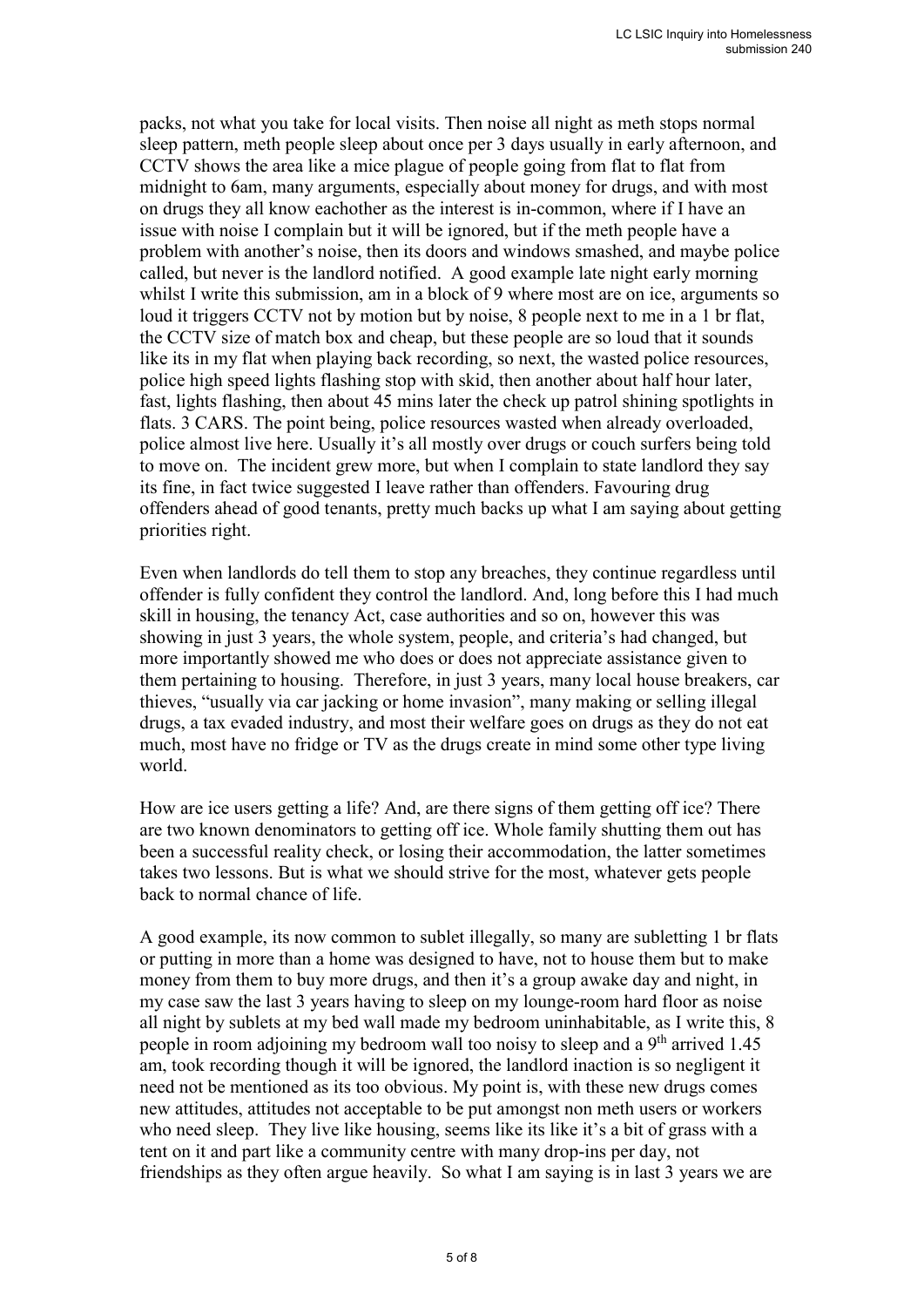packs, not what you take for local visits. Then noise all night as meth stops normal sleep pattern, meth people sleep about once per 3 days usually in early afternoon, and CCTV shows the area like a mice plague of people going from flat to flat from midnight to 6am, many arguments, especially about money for drugs, and with most on drugs they all know eachother as the interest is in-common, where if I have an issue with noise I complain but it will be ignored, but if the meth people have a problem with another's noise, then its doors and windows smashed, and maybe police called, but never is the landlord notified. A good example late night early morning whilst I write this submission, am in a block of 9 where most are on ice, arguments so loud it triggers CCTV not by motion but by noise, 8 people next to me in a 1 br flat, the CCTV size of match box and cheap, but these people are so loud that it sounds like its in my flat when playing back recording, so next, the wasted police resources, police high speed lights flashing stop with skid, then another about half hour later, fast, lights flashing, then about 45 mins later the check up patrol shining spotlights in flats. 3 CARS. The point being, police resources wasted when already overloaded, police almost live here. Usually it's all mostly over drugs or couch surfers being told to move on. The incident grew more, but when I complain to state landlord they say its fine, in fact twice suggested I leave rather than offenders. Favouring drug offenders ahead of good tenants, pretty much backs up what I am saying about getting priorities right.

Even when landlords do tell them to stop any breaches, they continue regardless until offender is fully confident they control the landlord. And, long before this I had much skill in housing, the tenancy Act, case authorities and so on, however this was showing in just 3 years, the whole system, people, and criteria's had changed, but more importantly showed me who does or does not appreciate assistance given to them pertaining to housing. Therefore, in just 3 years, many local house breakers, car thieves, "usually via car jacking or home invasion", many making or selling illegal drugs, a tax evaded industry, and most their welfare goes on drugs as they do not eat much, most have no fridge or TV as the drugs create in mind some other type living world.

How are ice users getting a life? And, are there signs of them getting off ice? There are two known denominators to getting off ice. Whole family shutting them out has been a successful reality check, or losing their accommodation, the latter sometimes takes two lessons. But is what we should strive for the most, whatever gets people back to normal chance of life.

A good example, its now common to sublet illegally, so many are subletting 1 br flats or putting in more than a home was designed to have, not to house them but to make money from them to buy more drugs, and then it's a group awake day and night, in my case saw the last 3 years having to sleep on my lounge-room hard floor as noise all night by sublets at my bed wall made my bedroom uninhabitable, as I write this, 8 people in room adjoining my bedroom wall too noisy to sleep and a 9th arrived 1.45 am, took recording though it will be ignored, the landlord inaction is so negligent it need not be mentioned as its too obvious. My point is, with these new drugs comes new attitudes, attitudes not acceptable to be put amongst non meth users or workers who need sleep. They live like housing, seems like its like it's a bit of grass with a tent on it and part like a community centre with many drop-ins per day, not friendships as they often argue heavily. So what I am saying is in last 3 years we are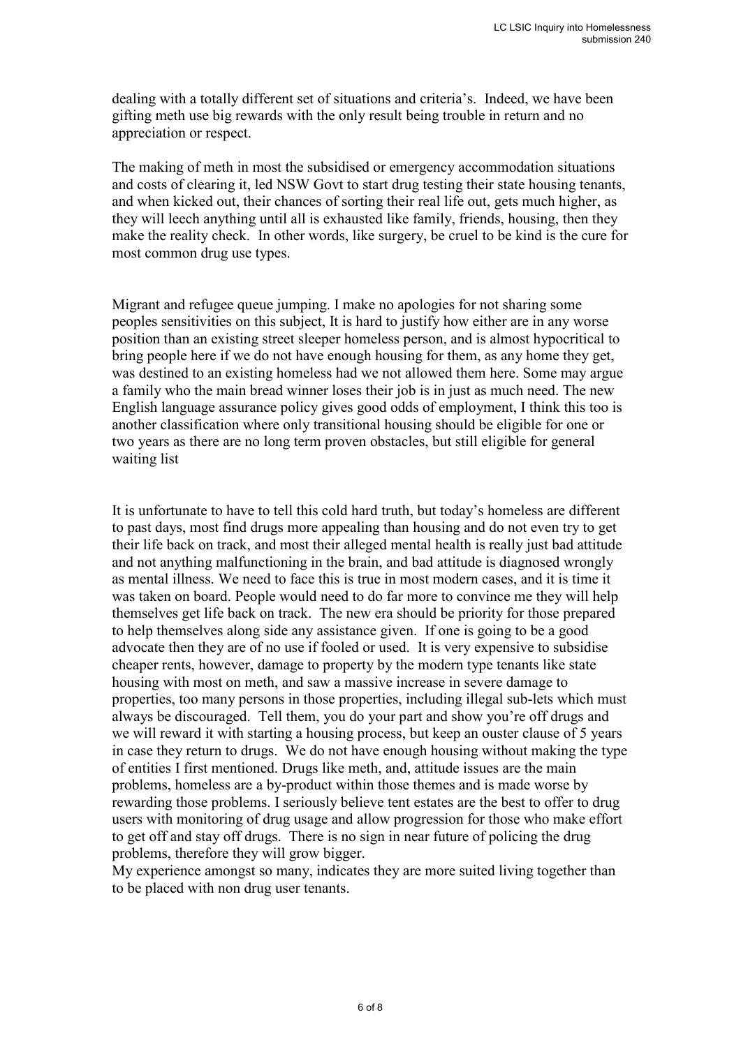dealing with a totally different set of situations and criteria's. Indeed, we have been gifting meth use big rewards with the only result being trouble in return and no appreciation or respect.

The making of meth in most the subsidised or emergency accommodation situations and costs of clearing it, led NSW Govt to start drug testing their state housing tenants, and when kicked out, their chances of sorting their real life out, gets much higher, as they will leech anything until all is exhausted like family, friends, housing, then they make the reality check. In other words, like surgery, be cruel to be kind is the cure for most common drug use types.

Migrant and refugee queue jumping. I make no apologies for not sharing some peoples sensitivities on this subject, It is hard to justify how either are in any worse position than an existing street sleeper homeless person, and is almost hypocritical to bring people here if we do not have enough housing for them, as any home they get, was destined to an existing homeless had we not allowed them here. Some may argue a family who the main bread winner loses their job is in just as much need. The new English language assurance policy gives good odds of employment, I think this too is another classification where only transitional housing should be eligible for one or two years as there are no long term proven obstacles, but still eligible for general waiting list

It is unfortunate to have to tell this cold hard truth, but today's homeless are different to past days, most find drugs more appealing than housing and do not even try to get their life back on track, and most their alleged mental health is really just bad attitude and not anything malfunctioning in the brain, and bad attitude is diagnosed wrongly as mental illness. We need to face this is true in most modern cases, and it is time it was taken on board. People would need to do far more to convince me they will help themselves get life back on track. The new era should be priority for those prepared to help themselves along side any assistance given. If one is going to be a good advocate then they are of no use if fooled or used. It is very expensive to subsidise cheaper rents, however, damage to property by the modern type tenants like state housing with most on meth, and saw a massive increase in severe damage to properties, too many persons in those properties, including illegal sub-lets which must always be discouraged. Tell them, you do your part and show you're off drugs and we will reward it with starting a housing process, but keep an ouster clause of 5 years in case they return to drugs. We do not have enough housing without making the type of entities I first mentioned. Drugs like meth, and, attitude issues are the main problems, homeless are a by-product within those themes and is made worse by rewarding those problems. I seriously believe tent estates are the best to offer to drug users with monitoring of drug usage and allow progression for those who make effort to get off and stay off drugs. There is no sign in near future of policing the drug problems, therefore they will grow bigger.
My experience amongst so many, indicates they are more suited living together than to be placed with non drug user tenants.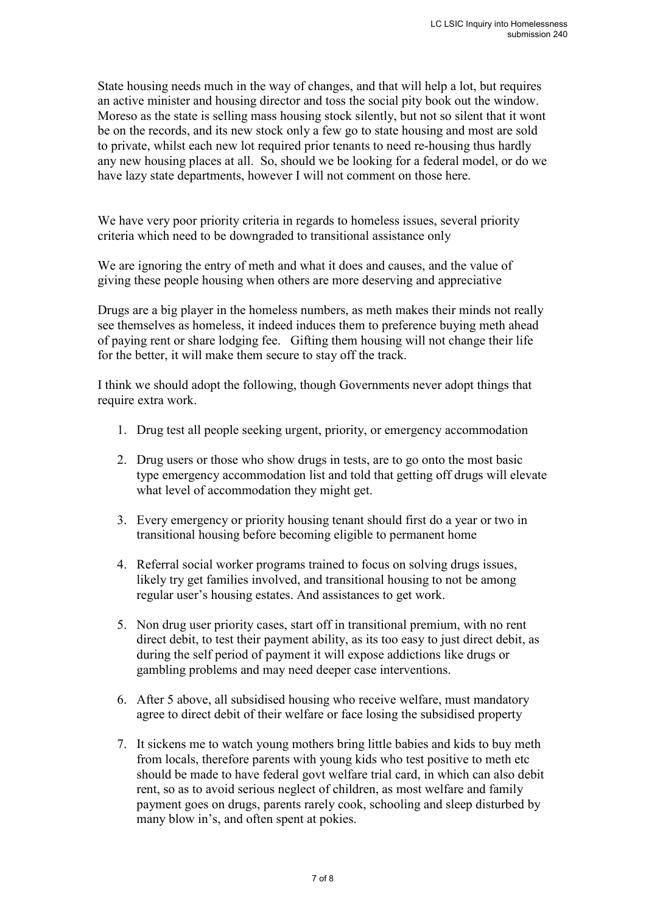State housing needs much in the way of changes, and that will help a lot, but requires an active minister and housing director and toss the social pity book out the window. Moreso as the state is selling mass housing stock silently, but not so silent that it wont be on the records, and its new stock only a few go to state housing and most are sold to private, whilst each new lot required prior tenants to need re-housing thus hardly any new housing places at all. So, should we be looking for a federal model, or do we have lazy state departments, however I will not comment on those here.

We have very poor priority criteria in regards to homeless issues, several priority criteria which need to be downgraded to transitional assistance only

We are ignoring the entry of meth and what it does and causes, and the value of giving these people housing when others are more deserving and appreciative

Drugs are a big player in the homeless numbers, as meth makes their minds not really see themselves as homeless, it indeed induces them to preference buying meth ahead of paying rent or share lodging fee. Gifting them housing will not change their life for the better, it will make them secure to stay off the track.

I think we should adopt the following, though Governments never adopt things that require extra work.

1. Drug test all people seeking urgent, priority, or emergency accommodation
2. Drug users or those who show drugs in tests, are to go onto the most basic type emergency accommodation list and told that getting off drugs will elevate what level of accommodation they might get.
3. Every emergency or priority housing tenant should first do a year or two in transitional housing before becoming eligible to permanent home
4. Referral social worker programs trained to focus on solving drugs issues, likely try get families involved, and transitional housing to not be among regular user's housing estates. And assistances to get work.
5. Non drug user priority cases, start off in transitional premium, with no rent direct debit, to test their payment ability, as its too easy to just direct debit, as during the self period of payment it will expose addictions like drugs or gambling problems and may need deeper case interventions.
6. After 5 above, all subsidised housing who receive welfare, must mandatory agree to direct debit of their welfare or face losing the subsidised property
7. It sickens me to watch young mothers bring little babies and kids to buy meth from locals, therefore parents with young kids who test positive to meth etc should be made to have federal govt welfare trial card, in which can also debit rent, so as to avoid serious neglect of children, as most welfare and family payment goes on drugs, parents rarely cook, schooling and sleep disturbed by many blow in's, and often spent at pokies.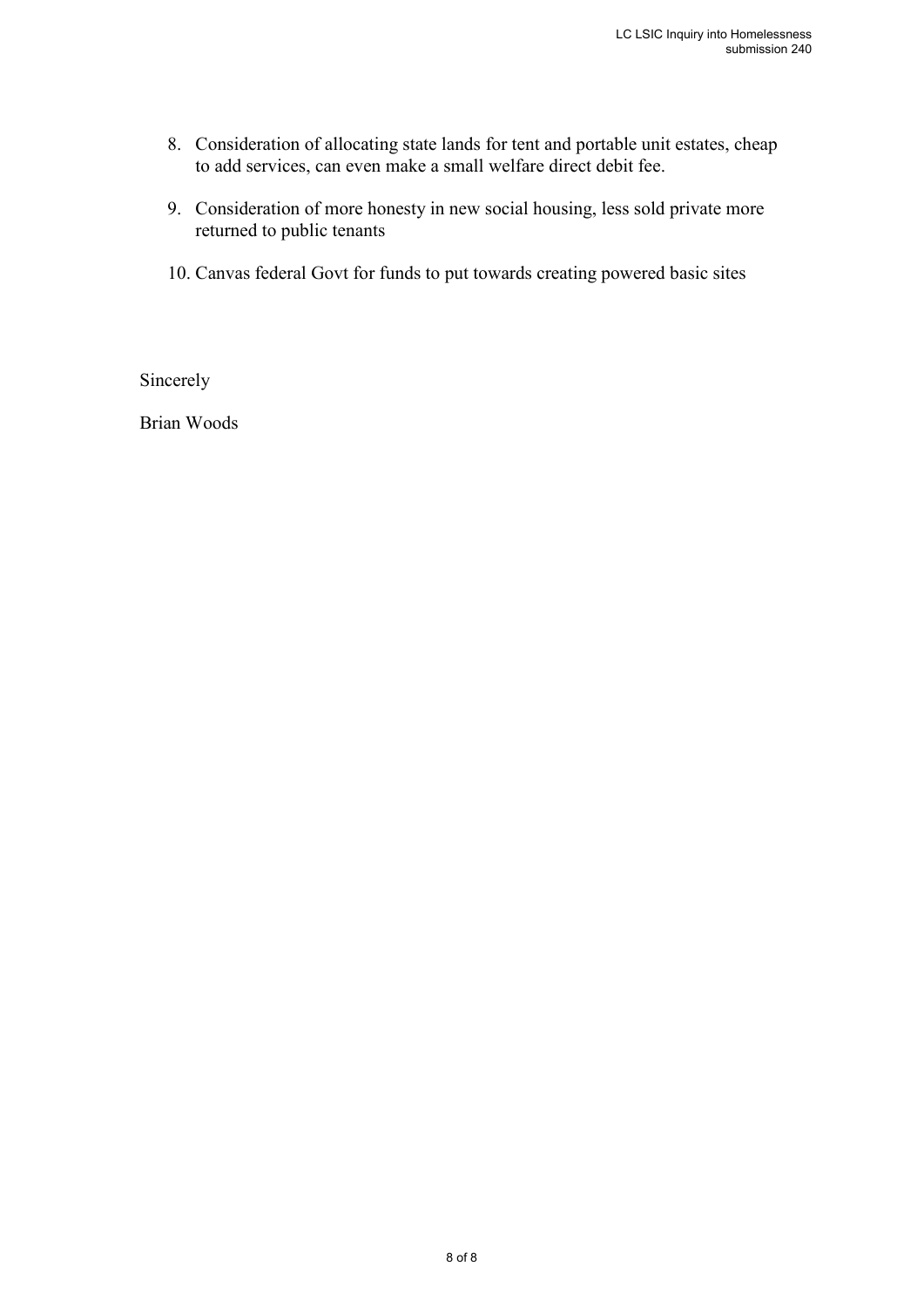8. Consideration of allocating state lands for tent and portable unit estates, cheap to add services, can even make a small welfare direct debit fee.

9. Consideration of more honesty in new social housing, less sold private more returned to public tenants

10. Canvas federal Govt for funds to put towards creating powered basic sites

Sincerely

Brian Woods